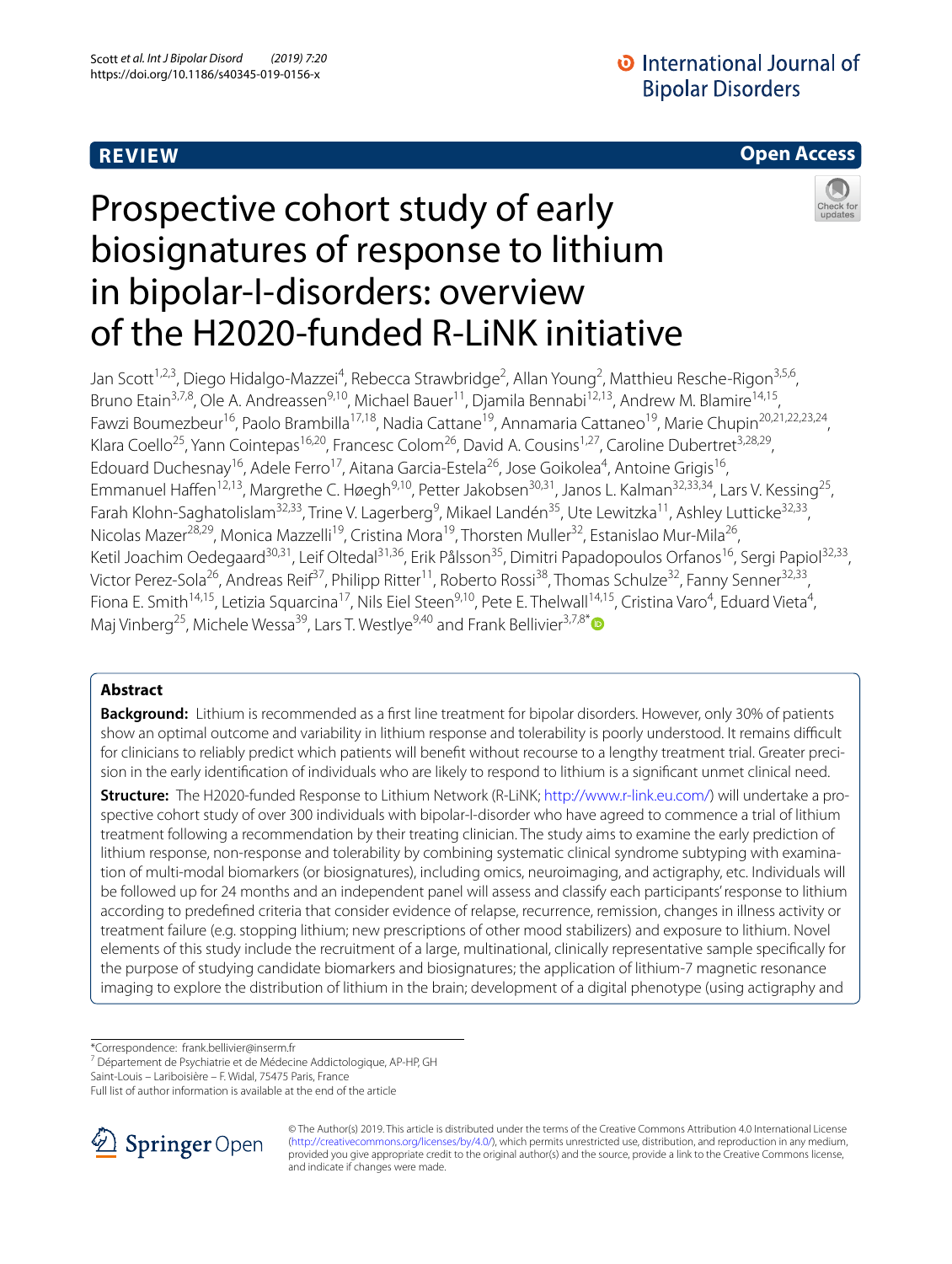**REVIEW** **Open Access**

# Prospective cohort study of early biosignatures of response to lithium in bipolar-I-disorders: overview of the H2020-funded R-LiNK initiative

Jan Scott[1,2,3], Diego Hidalgo-Mazzei[4], Rebecca Strawbridge[2], Allan Young[2], Matthieu Resche-Rigon[3,5,6], Bruno Etain[3,7,8], Ole A. Andreassen[9,10], Michael Bauer[11], Djamila Bennabi[12,13], Andrew M. Blamire[14,15], Fawzi Boumezbeur[16], Paolo Brambilla[17,18], Nadia Cattane[19], Annamaria Cattaneo[19], Marie Chupin[20,21,22,23,24], Klara Coello[25], Yann Cointepas[16,20], Francesc Colom[26], David A. Cousins[1,27], Caroline Dubertret[3,28,29], Edouard Duchesnay[16], Adele Ferro[17], Aitana Garcia-Estela[26], Jose Goikolea[4], Antoine Grigis[16], Emmanuel Haffen[12,13], Margrethe C. Høegh[9,10], Petter Jakobsen[30,31], Janos L. Kalman[32,33,34], Lars V. Kessing[25], Farah Klohn-Saghatolislam[32,33], Trine V. Lagerberg[9], Mikael Landén[35], Ute Lewitzka[11], Ashley Lutticke[32,33], Nicolas Mazer[28,29], Monica Mazzelli[19], Cristina Mora[19], Thorsten Muller[32], Estanislao Mur-Mila[26], Ketil Joachim Oedegaard[30,31], Leif Oltedal[31,36], Erik Pålsson[35], Dimitri Papadopoulos Orfanos[16], Sergi Papiol[32,33], Victor Perez-Sola[26], Andreas Reif[37], Philipp Ritter[11], Roberto Rossi[38], Thomas Schulze[32], Fanny Senner[32,33], Fiona E. Smith[14,15], Letizia Squarcina[17], Nils Eiel Steen[9,10], Pete E. Thelwall[14,15], Cristina Varo[4], Eduard Vieta[4], Maj Vinberg[25], Michele Wessa[39], Lars T. Westlye[9,40] and Frank Bellivier[3,7,8]*

## Abstract

**Background:** Lithium is recommended as a first line treatment for bipolar disorders. However, only 30% of patients show an optimal outcome and variability in lithium response and tolerability is poorly understood. It remains difficult for clinicians to reliably predict which patients will benefit without recourse to a lengthy treatment trial. Greater precision in the early identification of individuals who are likely to respond to lithium is a significant unmet clinical need.

**Structure:** The H2020-funded Response to Lithium Network (R-LiNK; http://www.r-link.eu.com/) will undertake a prospective cohort study of over 300 individuals with bipolar-I-disorder who have agreed to commence a trial of lithium treatment following a recommendation by their treating clinician. The study aims to examine the early prediction of lithium response, non-response and tolerability by combining systematic clinical syndrome subtyping with examination of multi-modal biomarkers (or biosignatures), including omics, neuroimaging, and actigraphy, etc. Individuals will be followed up for 24 months and an independent panel will assess and classify each participants' response to lithium according to predefined criteria that consider evidence of relapse, recurrence, remission, changes in illness activity or treatment failure (e.g. stopping lithium; new prescriptions of other mood stabilizers) and exposure to lithium. Novel elements of this study include the recruitment of a large, multinational, clinically representative sample specifically for the purpose of studying candidate biomarkers and biosignatures; the application of lithium-7 magnetic resonance imaging to explore the distribution of lithium in the brain; development of a digital phenotype (using actigraphy and

*Correspondence: frank.bellivier@inserm.fr
[7] Département de Psychiatrie et de Médecine Addictologique, AP-HP, GH Saint-Louis – Lariboisière – F. Widal, 75475 Paris, France
Full list of author information is available at the end of the article

© The Author(s) 2019. This article is distributed under the terms of the Creative Commons Attribution 4.0 International License (http://creativecommons.org/licenses/by/4.0/), which permits unrestricted use, distribution, and reproduction in any medium, provided you give appropriate credit to the original author(s) and the source, provide a link to the Creative Commons license, and indicate if changes were made.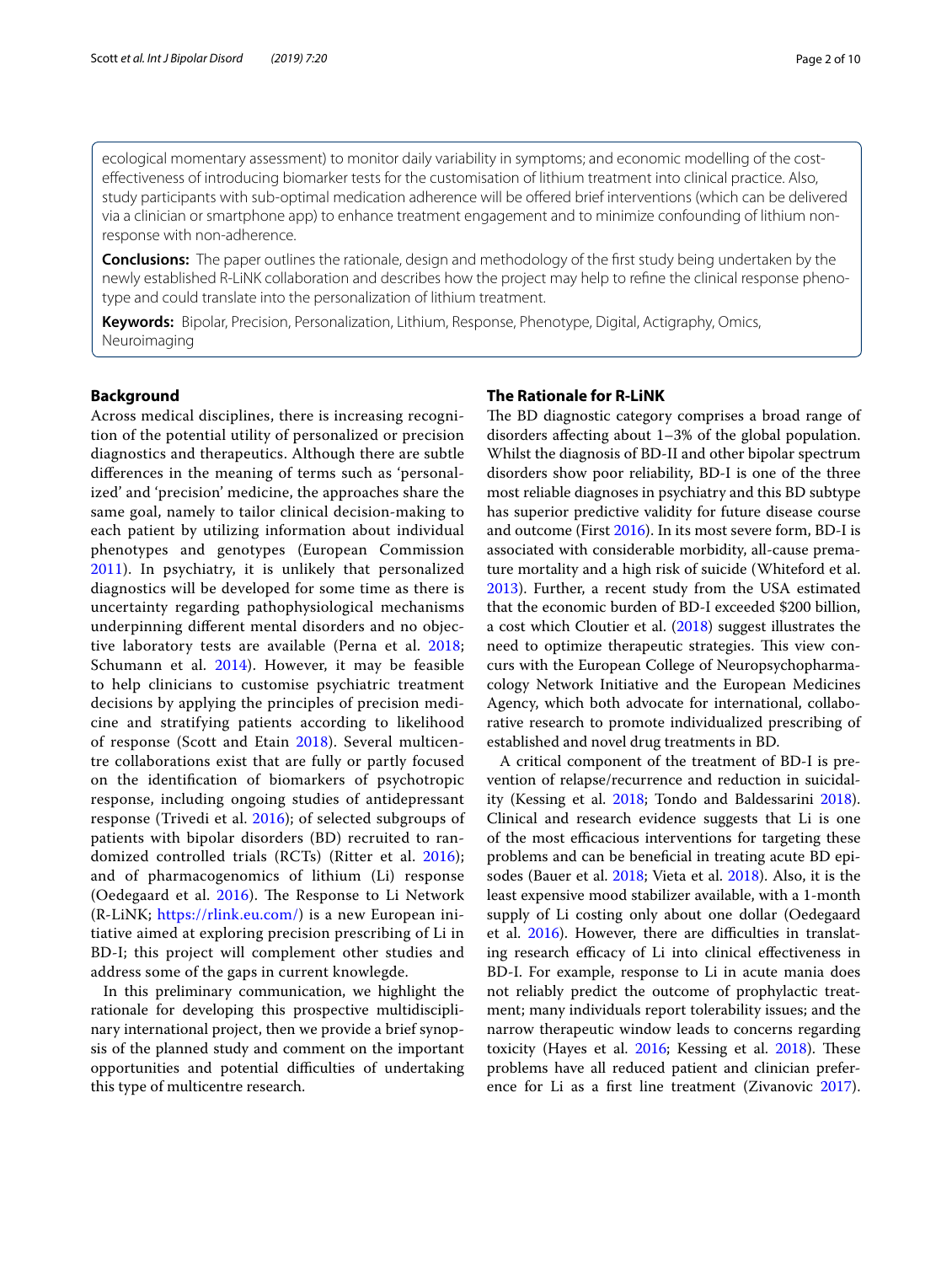ecological momentary assessment) to monitor daily variability in symptoms; and economic modelling of the cost-effectiveness of introducing biomarker tests for the customisation of lithium treatment into clinical practice. Also, study participants with sub-optimal medication adherence will be offered brief interventions (which can be delivered via a clinician or smartphone app) to enhance treatment engagement and to minimize confounding of lithium non-response with non-adherence.

**Conclusions:** The paper outlines the rationale, design and methodology of the first study being undertaken by the newly established R-LiNK collaboration and describes how the project may help to refine the clinical response phenotype and could translate into the personalization of lithium treatment.

**Keywords:** Bipolar, Precision, Personalization, Lithium, Response, Phenotype, Digital, Actigraphy, Omics, Neuroimaging

## Background

Across medical disciplines, there is increasing recognition of the potential utility of personalized or precision diagnostics and therapeutics. Although there are subtle differences in the meaning of terms such as 'personalized' and 'precision' medicine, the approaches share the same goal, namely to tailor clinical decision-making to each patient by utilizing information about individual phenotypes and genotypes (European Commission 2011). In psychiatry, it is unlikely that personalized diagnostics will be developed for some time as there is uncertainty regarding pathophysiological mechanisms underpinning different mental disorders and no objective laboratory tests are available (Perna et al. 2018; Schumann et al. 2014). However, it may be feasible to help clinicians to customise psychiatric treatment decisions by applying the principles of precision medicine and stratifying patients according to likelihood of response (Scott and Etain 2018). Several multicentre collaborations exist that are fully or partly focused on the identification of biomarkers of psychotropic response, including ongoing studies of antidepressant response (Trivedi et al. 2016); of selected subgroups of patients with bipolar disorders (BD) recruited to randomized controlled trials (RCTs) (Ritter et al. 2016); and of pharmacogenomics of lithium (Li) response (Oedegaard et al. 2016). The Response to Li Network (R-LiNK; https://rlink.eu.com/) is a new European initiative aimed at exploring precision prescribing of Li in BD-I; this project will complement other studies and address some of the gaps in current knowledge.

In this preliminary communication, we highlight the rationale for developing this prospective multidisciplinary international project, then we provide a brief synopsis of the planned study and comment on the important opportunities and potential difficulties of undertaking this type of multicentre research.

## The Rationale for R-LiNK

The BD diagnostic category comprises a broad range of disorders affecting about 1–3% of the global population. Whilst the diagnosis of BD-II and other bipolar spectrum disorders show poor reliability, BD-I is one of the three most reliable diagnoses in psychiatry and this BD subtype has superior predictive validity for future disease course and outcome (First 2016). In its most severe form, BD-I is associated with considerable morbidity, all-cause premature mortality and a high risk of suicide (Whiteford et al. 2013). Further, a recent study from the USA estimated that the economic burden of BD-I exceeded $200 billion, a cost which Cloutier et al. (2018) suggest illustrates the need to optimize therapeutic strategies. This view concurs with the European College of Neuropsychopharmacology Network Initiative and the European Medicines Agency, which both advocate for international, collaborative research to promote individualized prescribing of established and novel drug treatments in BD.

A critical component of the treatment of BD-I is prevention of relapse/recurrence and reduction in suicidality (Kessing et al. 2018; Tondo and Baldessarini 2018). Clinical and research evidence suggests that Li is one of the most efficacious interventions for targeting these problems and can be beneficial in treating acute BD episodes (Bauer et al. 2018; Vieta et al. 2018). Also, it is the least expensive mood stabilizer available, with a 1-month supply of Li costing only about one dollar (Oedegaard et al. 2016). However, there are difficulties in translating research efficacy of Li into clinical effectiveness in BD-I. For example, response to Li in acute mania does not reliably predict the outcome of prophylactic treatment; many individuals report tolerability issues; and the narrow therapeutic window leads to concerns regarding toxicity (Hayes et al. 2016; Kessing et al. 2018). These problems have all reduced patient and clinician preference for Li as a first line treatment (Zivanovic 2017).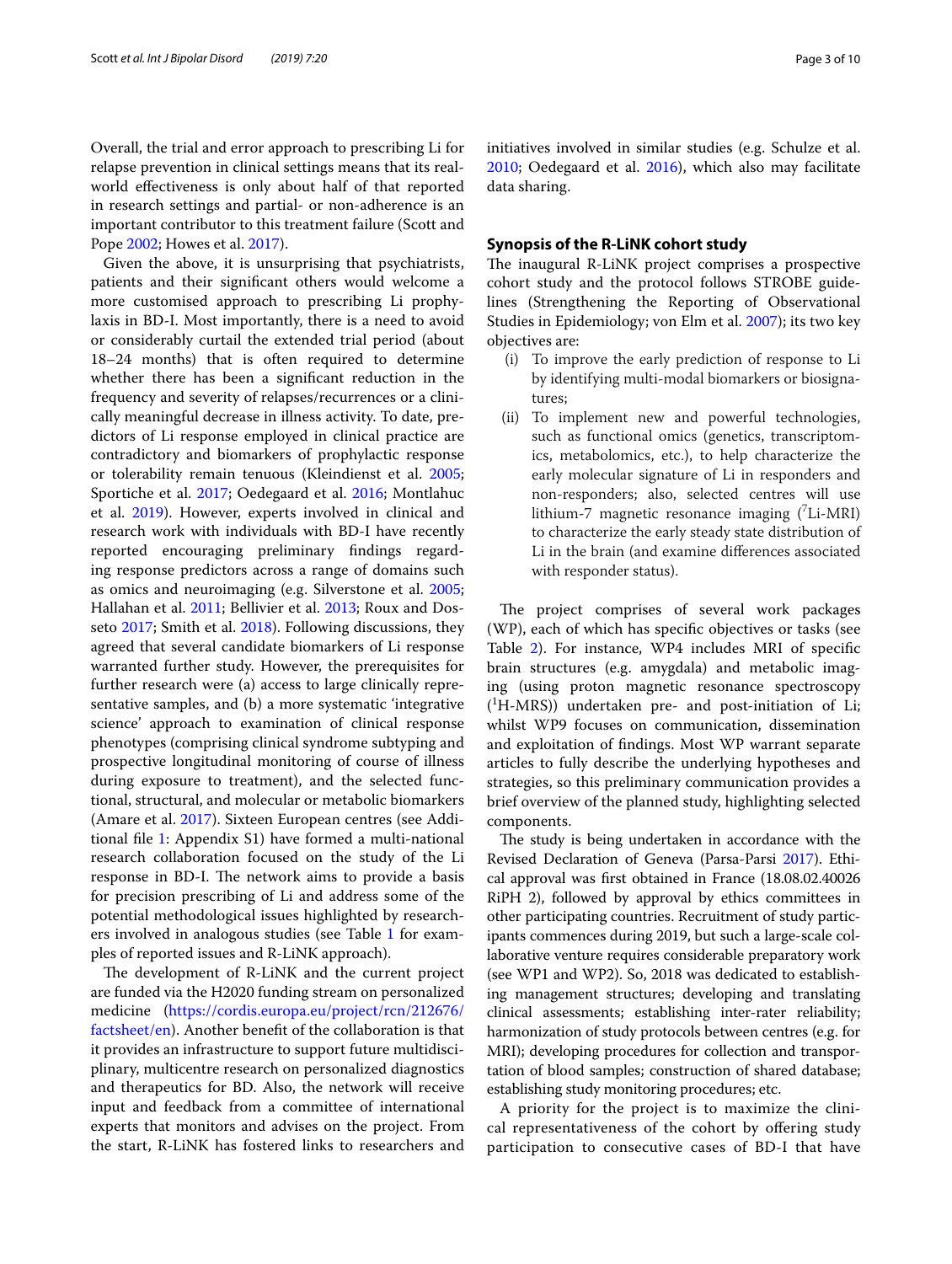Overall, the trial and error approach to prescribing Li for relapse prevention in clinical settings means that its real-world effectiveness is only about half of that reported in research settings and partial- or non-adherence is an important contributor to this treatment failure (Scott and Pope 2002; Howes et al. 2017).

Given the above, it is unsurprising that psychiatrists, patients and their significant others would welcome a more customised approach to prescribing Li prophylaxis in BD-I. Most importantly, there is a need to avoid or considerably curtail the extended trial period (about 18–24 months) that is often required to determine whether there has been a significant reduction in the frequency and severity of relapses/recurrences or a clinically meaningful decrease in illness activity. To date, predictors of Li response employed in clinical practice are contradictory and biomarkers of prophylactic response or tolerability remain tenuous (Kleindienst et al. 2005; Sportiche et al. 2017; Oedegaard et al. 2016; Montlahuc et al. 2019). However, experts involved in clinical and research work with individuals with BD-I have recently reported encouraging preliminary findings regarding response predictors across a range of domains such as omics and neuroimaging (e.g. Silverstone et al. 2005; Hallahan et al. 2011; Bellivier et al. 2013; Roux and Dosseto 2017; Smith et al. 2018). Following discussions, they agreed that several candidate biomarkers of Li response warranted further study. However, the prerequisites for further research were (a) access to large clinically representative samples, and (b) a more systematic 'integrative science' approach to examination of clinical response phenotypes (comprising clinical syndrome subtyping and prospective longitudinal monitoring of course of illness during exposure to treatment), and the selected functional, structural, and molecular or metabolic biomarkers (Amare et al. 2017). Sixteen European centres (see Additional file 1: Appendix S1) have formed a multi-national research collaboration focused on the study of the Li response in BD-I. The network aims to provide a basis for precision prescribing of Li and address some of the potential methodological issues highlighted by researchers involved in analogous studies (see Table 1 for examples of reported issues and R-LiNK approach).

The development of R-LiNK and the current project are funded via the H2020 funding stream on personalized medicine (https://cordis.europa.eu/project/rcn/212676/factsheet/en). Another benefit of the collaboration is that it provides an infrastructure to support future multidisciplinary, multicentre research on personalized diagnostics and therapeutics for BD. Also, the network will receive input and feedback from a committee of international experts that monitors and advises on the project. From the start, R-LiNK has fostered links to researchers and initiatives involved in similar studies (e.g. Schulze et al. 2010; Oedegaard et al. 2016), which also may facilitate data sharing.

## Synopsis of the R-LiNK cohort study

The inaugural R-LiNK project comprises a prospective cohort study and the protocol follows STROBE guidelines (Strengthening the Reporting of Observational Studies in Epidemiology; von Elm et al. 2007); its two key objectives are:

(i) To improve the early prediction of response to Li by identifying multi-modal biomarkers or biosignatures;
(ii) To implement new and powerful technologies, such as functional omics (genetics, transcriptomics, metabolomics, etc.), to help characterize the early molecular signature of Li in responders and non-responders; also, selected centres will use lithium-7 magnetic resonance imaging ($^{7}$Li-MRI) to characterize the early steady state distribution of Li in the brain (and examine differences associated with responder status).

The project comprises of several work packages (WP), each of which has specific objectives or tasks (see Table 2). For instance, WP4 includes MRI of specific brain structures (e.g. amygdala) and metabolic imaging (using proton magnetic resonance spectroscopy ($^{1}$H-MRS)) undertaken pre- and post-initiation of Li; whilst WP9 focuses on communication, dissemination and exploitation of findings. Most WP warrant separate articles to fully describe the underlying hypotheses and strategies, so this preliminary communication provides a brief overview of the planned study, highlighting selected components.

The study is being undertaken in accordance with the Revised Declaration of Geneva (Parsa-Parsi 2017). Ethical approval was first obtained in France (18.08.02.40026 RiPH 2), followed by approval by ethics committees in other participating countries. Recruitment of study participants commences during 2019, but such a large-scale collaborative venture requires considerable preparatory work (see WP1 and WP2). So, 2018 was dedicated to establishing management structures; developing and translating clinical assessments; establishing inter-rater reliability; harmonization of study protocols between centres (e.g. for MRI); developing procedures for collection and transportation of blood samples; construction of shared database; establishing study monitoring procedures; etc.

A priority for the project is to maximize the clinical representativeness of the cohort by offering study participation to consecutive cases of BD-I that have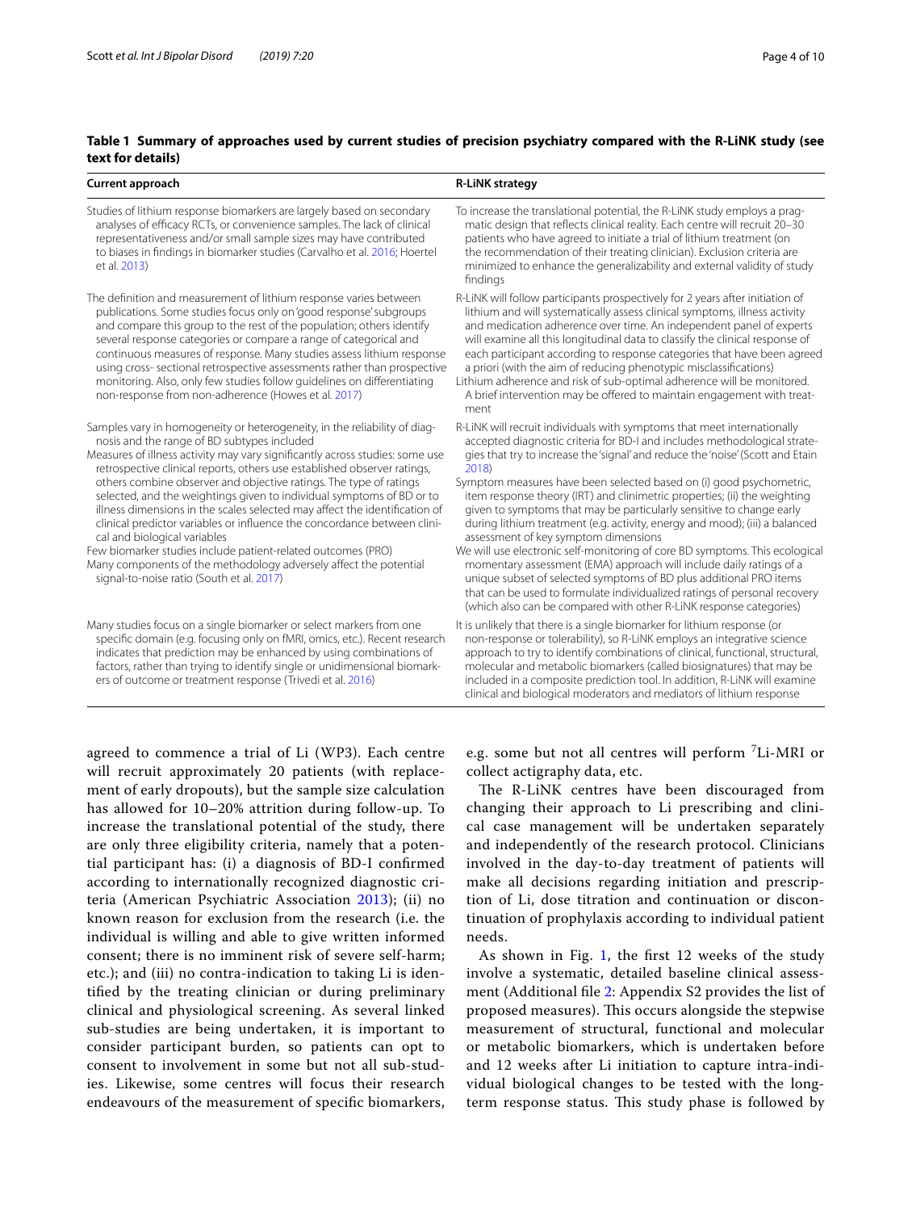**Table 1 Summary of approaches used by current studies of precision psychiatry compared with the R-LiNK study (see text for details)**

| Current approach | R-LiNK strategy |
|---|---|
| Studies of lithium response biomarkers are largely based on secondary analyses of efficacy RCTs, or convenience samples. The lack of clinical representativeness and/or small sample sizes may have contributed to biases in findings in biomarker studies (Carvalho et al. 2016; Hoertel et al. 2013) | To increase the translational potential, the R-LiNK study employs a pragmatic design that reflects clinical reality. Each centre will recruit 20–30 patients who have agreed to initiate a trial of lithium treatment (on the recommendation of their treating clinician). Exclusion criteria are minimized to enhance the generalizability and external validity of study findings |
| The definition and measurement of lithium response varies between publications. Some studies focus only on 'good response' subgroups and compare this group to the rest of the population; others identify several response categories or compare a range of categorical and continuous measures of response. Many studies assess lithium response using cross- sectional retrospective assessments rather than prospective monitoring. Also, only few studies follow guidelines on differentiating non-response from non-adherence (Howes et al. 2017) | R-LiNK will follow participants prospectively for 2 years after initiation of lithium and will systematically assess clinical symptoms, illness activity and medication adherence over time. An independent panel of experts will examine all this longitudinal data to classify the clinical response of each participant according to response categories that have been agreed a priori (with the aim of reducing phenotypic misclassifications)<br>Lithium adherence and risk of sub-optimal adherence will be monitored. A brief intervention may be offered to maintain engagement with treatment |
| Samples vary in homogeneity or heterogeneity, in the reliability of diagnosis and the range of BD subtypes included<br>Measures of illness activity may vary significantly across studies: some use retrospective clinical reports, others use established observer ratings, others combine observer and objective ratings. The type of ratings selected, and the weightings given to individual symptoms of BD or to illness dimensions in the scales selected may affect the identification of clinical predictor variables or influence the concordance between clinical and biological variables<br>Few biomarker studies include patient-related outcomes (PRO)<br>Many components of the methodology adversely affect the potential signal-to-noise ratio (South et al. 2017) | R-LiNK will recruit individuals with symptoms that meet internationally accepted diagnostic criteria for BD-I and includes methodological strategies that try to increase the 'signal' and reduce the 'noise' (Scott and Etain 2018)<br>Symptom measures have been selected based on (i) good psychometric, item response theory (IRT) and clinimetric properties; (ii) the weighting given to symptoms that may be particularly sensitive to change early during lithium treatment (e.g. activity, energy and mood); (iii) a balanced assessment of key symptom dimensions<br>We will use electronic self-monitoring of core BD symptoms. This ecological momentary assessment (EMA) approach will include daily ratings of a unique subset of selected symptoms of BD plus additional PRO items that can be used to formulate individualized ratings of personal recovery (which also can be compared with other R-LiNK response categories) |
| Many studies focus on a single biomarker or select markers from one specific domain (e.g. focusing only on fMRI, omics, etc.). Recent research indicates that prediction may be enhanced by using combinations of factors, rather than trying to identify single or unidimensional biomarkers of outcome or treatment response (Trivedi et al. 2016) | It is unlikely that there is a single biomarker for lithium response (or non-response or tolerability), so R-LiNK employs an integrative science approach to try to identify combinations of clinical, functional, structural, molecular and metabolic biomarkers (called biosignatures) that may be included in a composite prediction tool. In addition, R-LiNK will examine clinical and biological moderators and mediators of lithium response |

agreed to commence a trial of Li (WP3). Each centre will recruit approximately 20 patients (with replacement of early dropouts), but the sample size calculation has allowed for 10–20% attrition during follow-up. To increase the translational potential of the study, there are only three eligibility criteria, namely that a potential participant has: (i) a diagnosis of BD-I confirmed according to internationally recognized diagnostic criteria (American Psychiatric Association 2013); (ii) no known reason for exclusion from the research (i.e. the individual is willing and able to give written informed consent; there is no imminent risk of severe self-harm; etc.); and (iii) no contra-indication to taking Li is identified by the treating clinician or during preliminary clinical and physiological screening. As several linked sub-studies are being undertaken, it is important to consider participant burden, so patients can opt to consent to involvement in some but not all sub-studies. Likewise, some centres will focus their research endeavours of the measurement of specific biomarkers, e.g. some but not all centres will perform $^{7}$Li-MRI or collect actigraphy data, etc.

The R-LiNK centres have been discouraged from changing their approach to Li prescribing and clinical case management will be undertaken separately and independently of the research protocol. Clinicians involved in the day-to-day treatment of patients will make all decisions regarding initiation and prescription of Li, dose titration and continuation or discontinuation of prophylaxis according to individual patient needs.

As shown in Fig. 1, the first 12 weeks of the study involve a systematic, detailed baseline clinical assessment (Additional file 2: Appendix S2 provides the list of proposed measures). This occurs alongside the stepwise measurement of structural, functional and molecular or metabolic biomarkers, which is undertaken before and 12 weeks after Li initiation to capture intra-individual biological changes to be tested with the long-term response status. This study phase is followed by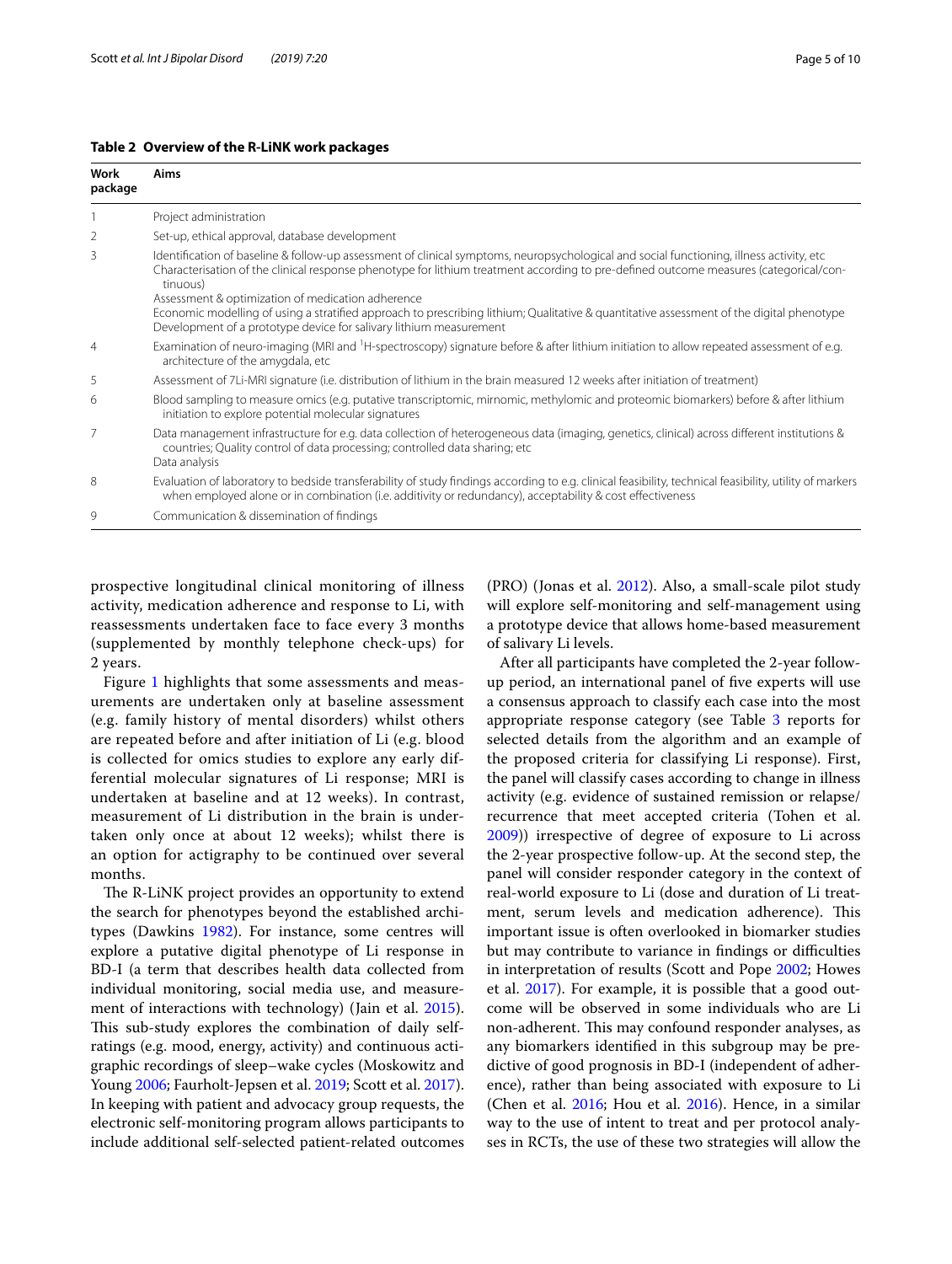**Table 2 Overview of the R-LiNK work packages**

| Work package | Aims |
| --- | --- |
| 1 | Project administration |
| 2 | Set-up, ethical approval, database development |
| 3 | Identification of baseline & follow-up assessment of clinical symptoms, neuropsychological and social functioning, illness activity, etc<br>Characterisation of the clinical response phenotype for lithium treatment according to pre-defined outcome measures (categorical/continuous)<br>Assessment & optimization of medication adherence<br>Economic modelling of using a stratified approach to prescribing lithium; Qualitative & quantitative assessment of the digital phenotype<br>Development of a prototype device for salivary lithium measurement |
| 4 | Examination of neuro-imaging (MRI and $^{1}$H-spectroscopy) signature before & after lithium initiation to allow repeated assessment of e.g. architecture of the amygdala, etc |
| 5 | Assessment of 7Li-MRI signature (i.e. distribution of lithium in the brain measured 12 weeks after initiation of treatment) |
| 6 | Blood sampling to measure omics (e.g. putative transcriptomic, mirnomic, methylomic and proteomic biomarkers) before & after lithium initiation to explore potential molecular signatures |
| 7 | Data management infrastructure for e.g. data collection of heterogeneous data (imaging, genetics, clinical) across different institutions & countries; Quality control of data processing; controlled data sharing; etc<br>Data analysis |
| 8 | Evaluation of laboratory to bedside transferability of study findings according to e.g. clinical feasibility, technical feasibility, utility of markers when employed alone or in combination (i.e. additivity or redundancy), acceptability & cost effectiveness |
| 9 | Communication & dissemination of findings |

prospective longitudinal clinical monitoring of illness activity, medication adherence and response to Li, with reassessments undertaken face to face every 3 months (supplemented by monthly telephone check-ups) for 2 years.

Figure 1 highlights that some assessments and measurements are undertaken only at baseline assessment (e.g. family history of mental disorders) whilst others are repeated before and after initiation of Li (e.g. blood is collected for omics studies to explore any early differential molecular signatures of Li response; MRI is undertaken at baseline and at 12 weeks). In contrast, measurement of Li distribution in the brain is undertaken only once at about 12 weeks); whilst there is an option for actigraphy to be continued over several months.

The R-LiNK project provides an opportunity to extend the search for phenotypes beyond the established architypes (Dawkins 1982). For instance, some centres will explore a putative digital phenotype of Li response in BD-I (a term that describes health data collected from individual monitoring, social media use, and measurement of interactions with technology) (Jain et al. 2015). This sub-study explores the combination of daily self-ratings (e.g. mood, energy, activity) and continuous actigraphic recordings of sleep–wake cycles (Moskowitz and Young 2006; Faurholt-Jepsen et al. 2019; Scott et al. 2017). In keeping with patient and advocacy group requests, the electronic self-monitoring program allows participants to include additional self-selected patient-related outcomes (PRO) (Jonas et al. 2012). Also, a small-scale pilot study will explore self-monitoring and self-management using a prototype device that allows home-based measurement of salivary Li levels.

After all participants have completed the 2-year follow-up period, an international panel of five experts will use a consensus approach to classify each case into the most appropriate response category (see Table 3 reports for selected details from the algorithm and an example of the proposed criteria for classifying Li response). First, the panel will classify cases according to change in illness activity (e.g. evidence of sustained remission or relapse/recurrence that meet accepted criteria (Tohen et al. 2009)) irrespective of degree of exposure to Li across the 2-year prospective follow-up. At the second step, the panel will consider responder category in the context of real-world exposure to Li (dose and duration of Li treatment, serum levels and medication adherence). This important issue is often overlooked in biomarker studies but may contribute to variance in findings or difficulties in interpretation of results (Scott and Pope 2002; Howes et al. 2017). For example, it is possible that a good outcome will be observed in some individuals who are Li non-adherent. This may confound responder analyses, as any biomarkers identified in this subgroup may be predictive of good prognosis in BD-I (independent of adherence), rather than being associated with exposure to Li (Chen et al. 2016; Hou et al. 2016). Hence, in a similar way to the use of intent to treat and per protocol analyses in RCTs, the use of these two strategies will allow the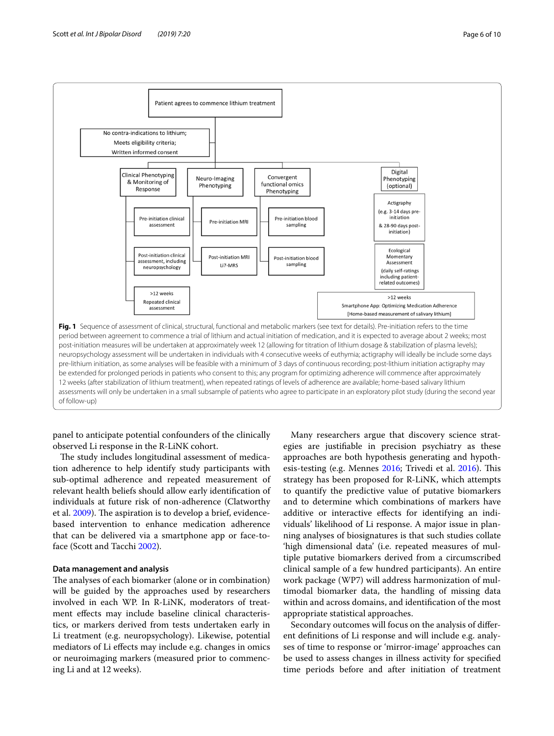Patient agrees to commence lithium treatment

No contra-indications to lithium; Meets eligibility criteria; Written informed consent

- Clinical Phenotyping & Monitoring of Response
  - Pre-initiation clinical assessment
  - Post-initiation clinical assessment, including neuropsychology
  - >12 weeks Repeated clinical assessment
- Neuro-Imaging Phenotyping
  - Pre-initiation MRI
  - Post-initiation MRI Li7-MRS
- Convergent functional omics Phenotyping
  - Pre-initiation blood sampling
  - Post-initiation blood sampling
- Digital Phenotyping (optional)
  - Actigraphy (e.g. 3-14 days pre-initiation & 28-90 days post-initiation)
  - Ecological Momentary Assessment (daily self-ratings including patient-related outcomes)
  - >12 weeks Smartphone App: Optimizing Medication Adherence [Home-based measurement of salivary lithium]

**Fig. 1** Sequence of assessment of clinical, structural, functional and metabolic markers (see text for details). Pre-initiation refers to the time period between agreement to commence a trial of lithium and actual initiation of medication, and it is expected to average about 2 weeks; most post-initiation measures will be undertaken at approximately week 12 (allowing for titration of lithium dosage & stabilization of plasma levels); neuropsychology assessment will be undertaken in individuals with 4 consecutive weeks of euthymia; actigraphy will ideally be include some days pre-lithium initiation, as some analyses will be feasible with a minimum of 3 days of continuous recording; post-lithium initiation actigraphy may be extended for prolonged periods in patients who consent to this; any program for optimizing adherence will commence after approximately 12 weeks (after stabilization of lithium treatment), when repeated ratings of levels of adherence are available; home-based salivary lithium assessments will only be undertaken in a small subsample of patients who agree to participate in an exploratory pilot study (during the second year of follow-up)

panel to anticipate potential confounders of the clinically observed Li response in the R-LiNK cohort.

The study includes longitudinal assessment of medication adherence to help identify study participants with sub-optimal adherence and repeated measurement of relevant health beliefs should allow early identification of individuals at future risk of non-adherence (Clatworthy et al. 2009). The aspiration is to develop a brief, evidence-based intervention to enhance medication adherence that can be delivered via a smartphone app or face-to-face (Scott and Tacchi 2002).

### Data management and analysis

The analyses of each biomarker (alone or in combination) will be guided by the approaches used by researchers involved in each WP. In R-LiNK, moderators of treatment effects may include baseline clinical characteristics, or markers derived from tests undertaken early in Li treatment (e.g. neuropsychology). Likewise, potential mediators of Li effects may include e.g. changes in omics or neuroimaging markers (measured prior to commencing Li and at 12 weeks).

Many researchers argue that discovery science strategies are justifiable in precision psychiatry as these approaches are both hypothesis generating and hypothesis-testing (e.g. Mennes 2016; Trivedi et al. 2016). This strategy has been proposed for R-LiNK, which attempts to quantify the predictive value of putative biomarkers and to determine which combinations of markers have additive or interactive effects for identifying an individuals' likelihood of Li response. A major issue in planning analyses of biosignatures is that such studies collate 'high dimensional data' (i.e. repeated measures of multiple putative biomarkers derived from a circumscribed clinical sample of a few hundred participants). An entire work package (WP7) will address harmonization of multimodal biomarker data, the handling of missing data within and across domains, and identification of the most appropriate statistical approaches.

Secondary outcomes will focus on the analysis of different definitions of Li response and will include e.g. analyses of time to response or 'mirror-image' approaches can be used to assess changes in illness activity for specified time periods before and after initiation of treatment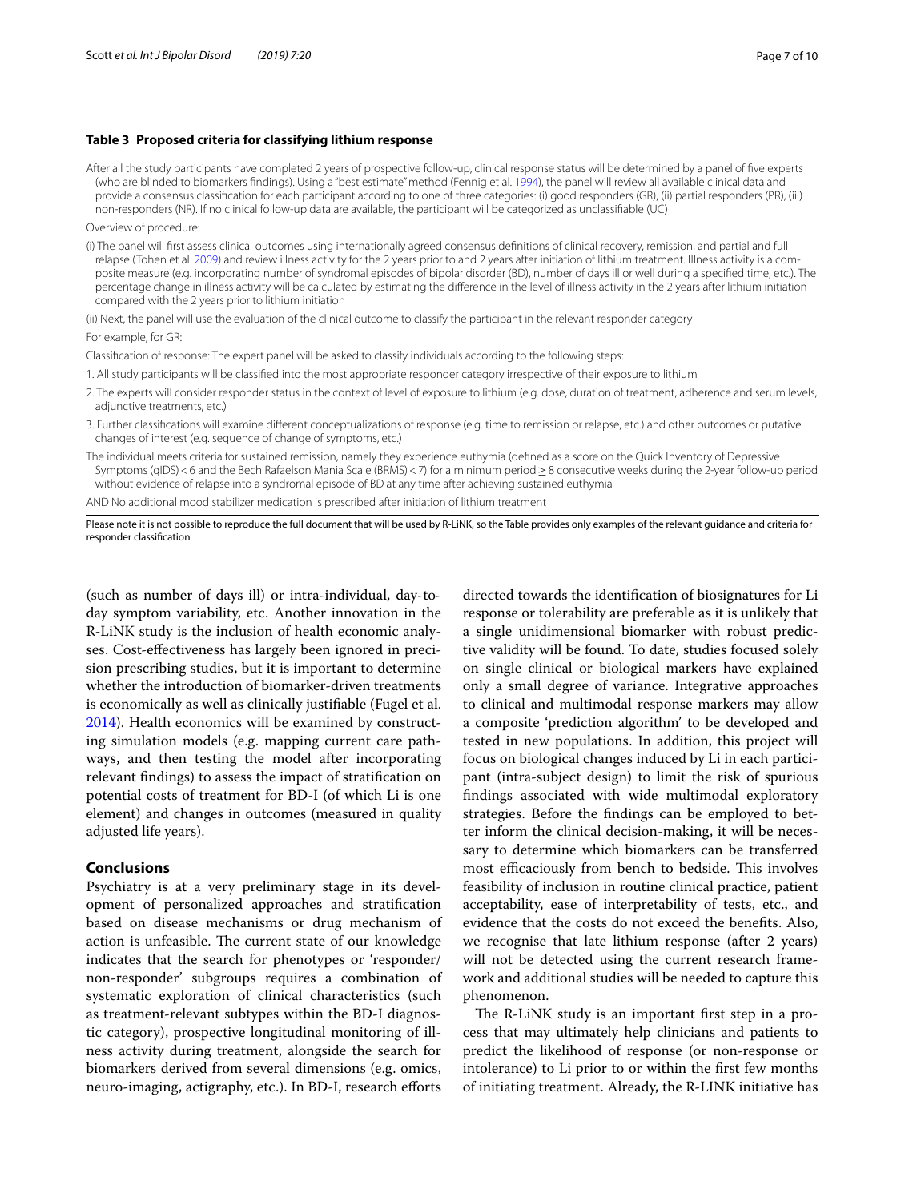**Table 3 Proposed criteria for classifying lithium response**

After all the study participants have completed 2 years of prospective follow-up, clinical response status will be determined by a panel of five experts (who are blinded to biomarkers findings). Using a "best estimate" method (Fennig et al. 1994), the panel will review all available clinical data and provide a consensus classification for each participant according to one of three categories: (i) good responders (GR), (ii) partial responders (PR), (iii) non-responders (NR). If no clinical follow-up data are available, the participant will be categorized as unclassifiable (UC)

Overview of procedure:

(i) The panel will first assess clinical outcomes using internationally agreed consensus definitions of clinical recovery, remission, and partial and full relapse (Tohen et al. 2009) and review illness activity for the 2 years prior to and 2 years after initiation of lithium treatment. Illness activity is a composite measure (e.g. incorporating number of syndromal episodes of bipolar disorder (BD), number of days ill or well during a specified time, etc.). The percentage change in illness activity will be calculated by estimating the difference in the level of illness activity in the 2 years after lithium initiation compared with the 2 years prior to lithium initiation

(ii) Next, the panel will use the evaluation of the clinical outcome to classify the participant in the relevant responder category

For example, for GR:

Classification of response: The expert panel will be asked to classify individuals according to the following steps:

1. All study participants will be classified into the most appropriate responder category irrespective of their exposure to lithium
2. The experts will consider responder status in the context of level of exposure to lithium (e.g. dose, duration of treatment, adherence and serum levels, adjunctive treatments, etc.)
3. Further classifications will examine different conceptualizations of response (e.g. time to remission or relapse, etc.) and other outcomes or putative changes of interest (e.g. sequence of change of symptoms, etc.)

The individual meets criteria for sustained remission, namely they experience euthymia (defined as a score on the Quick Inventory of Depressive Symptoms (qIDS) < 6 and the Bech Rafaelson Mania Scale (BRMS) < 7) for a minimum period ≥ 8 consecutive weeks during the 2-year follow-up period without evidence of relapse into a syndromal episode of BD at any time after achieving sustained euthymia

AND No additional mood stabilizer medication is prescribed after initiation of lithium treatment

Please note it is not possible to reproduce the full document that will be used by R-LiNK, so the Table provides only examples of the relevant guidance and criteria for responder classification

(such as number of days ill) or intra-individual, day-to-day symptom variability, etc. Another innovation in the R-LiNK study is the inclusion of health economic analyses. Cost-effectiveness has largely been ignored in precision prescribing studies, but it is important to determine whether the introduction of biomarker-driven treatments is economically as well as clinically justifiable (Fugel et al. 2014). Health economics will be examined by constructing simulation models (e.g. mapping current care pathways, and then testing the model after incorporating relevant findings) to assess the impact of stratification on potential costs of treatment for BD-I (of which Li is one element) and changes in outcomes (measured in quality adjusted life years).

## Conclusions

Psychiatry is at a very preliminary stage in its development of personalized approaches and stratification based on disease mechanisms or drug mechanism of action is unfeasible. The current state of our knowledge indicates that the search for phenotypes or 'responder/non-responder' subgroups requires a combination of systematic exploration of clinical characteristics (such as treatment-relevant subtypes within the BD-I diagnostic category), prospective longitudinal monitoring of illness activity during treatment, alongside the search for biomarkers derived from several dimensions (e.g. omics, neuro-imaging, actigraphy, etc.). In BD-I, research efforts directed towards the identification of biosignatures for Li response or tolerability are preferable as it is unlikely that a single unidimensional biomarker with robust predictive validity will be found. To date, studies focused solely on single clinical or biological markers have explained only a small degree of variance. Integrative approaches to clinical and multimodal response markers may allow a composite 'prediction algorithm' to be developed and tested in new populations. In addition, this project will focus on biological changes induced by Li in each participant (intra-subject design) to limit the risk of spurious findings associated with wide multimodal exploratory strategies. Before the findings can be employed to better inform the clinical decision-making, it will be necessary to determine which biomarkers can be transferred most efficaciously from bench to bedside. This involves feasibility of inclusion in routine clinical practice, patient acceptability, ease of interpretability of tests, etc., and evidence that the costs do not exceed the benefits. Also, we recognise that late lithium response (after 2 years) will not be detected using the current research framework and additional studies will be needed to capture this phenomenon.

The R-LiNK study is an important first step in a process that may ultimately help clinicians and patients to predict the likelihood of response (or non-response or intolerance) to Li prior to or within the first few months of initiating treatment. Already, the R-LINK initiative has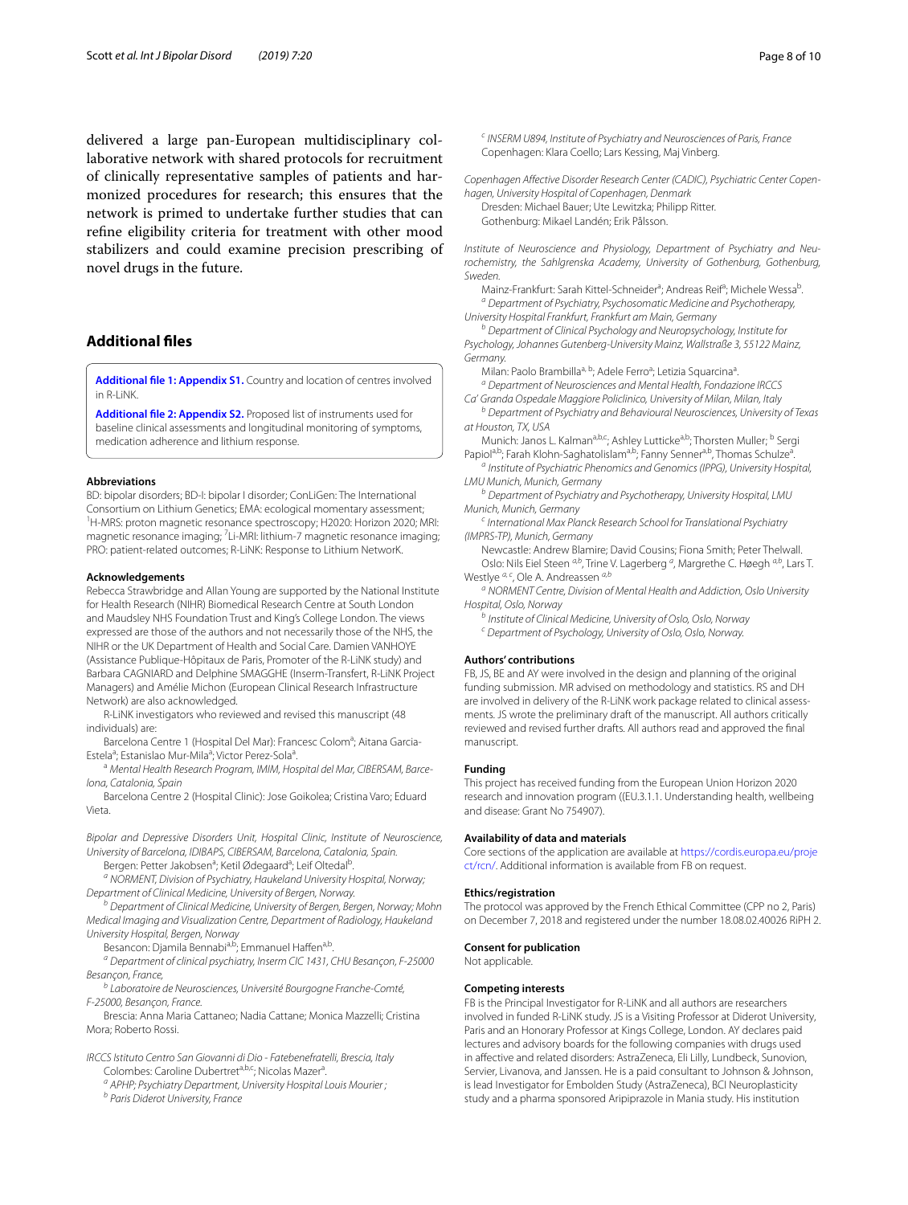delivered a large pan-European multidisciplinary collaborative network with shared protocols for recruitment of clinically representative samples of patients and harmonized procedures for research; this ensures that the network is primed to undertake further studies that can refine eligibility criteria for treatment with other mood stabilizers and could examine precision prescribing of novel drugs in the future.

## Additional files

**Additional file 1: Appendix S1.** Country and location of centres involved in R-LiNK.

**Additional file 2: Appendix S2.** Proposed list of instruments used for baseline clinical assessments and longitudinal monitoring of symptoms, medication adherence and lithium response.

#### Abbreviations

BD: bipolar disorders; BD-I: bipolar I disorder; ConLiGen: The International Consortium on Lithium Genetics; EMA: ecological momentary assessment; [1]H-MRS: proton magnetic resonance spectroscopy; H2020: Horizon 2020; MRI: magnetic resonance imaging; [7]Li-MRI: lithium-7 magnetic resonance imaging; PRO: patient-related outcomes; R-LiNK: Response to Lithium NetworK.

#### Acknowledgements

Rebecca Strawbridge and Allan Young are supported by the National Institute for Health Research (NIHR) Biomedical Research Centre at South London and Maudsley NHS Foundation Trust and King's College London. The views expressed are those of the authors and not necessarily those of the NHS, the NIHR or the UK Department of Health and Social Care. Damien VANHOYE (Assistance Publique-Hôpitaux de Paris, Promoter of the R-LiNK study) and Barbara CAGNIARD and Delphine SMAGGHE (Inserm-Transfert, R-LiNK Project Managers) and Amélie Michon (European Clinical Research Infrastructure Network) are also acknowledged.

R-LiNK investigators who reviewed and revised this manuscript (48 individuals) are:

Barcelona Centre 1 (Hospital Del Mar): Francesc Colom[a]; Aitana Garcia-Estela[a]; Estanislao Mur-Mila[a]; Victor Perez-Sola[a].

[a] *Mental Health Research Program, IMIM, Hospital del Mar, CIBERSAM, Barcelona, Catalonia, Spain*

Barcelona Centre 2 (Hospital Clinic): Jose Goikolea; Cristina Varo; Eduard Vieta.

*Bipolar and Depressive Disorders Unit, Hospital Clinic, Institute of Neuroscience, University of Barcelona, IDIBAPS, CIBERSAM, Barcelona, Catalonia, Spain.*

Bergen: Petter Jakobsen[a]; Ketil Ødegaard[a]; Leif Oltedal[b].

[a] *NORMENT, Division of Psychiatry, Haukeland University Hospital, Norway; Department of Clinical Medicine, University of Bergen, Norway.*

[b] *Department of Clinical Medicine, University of Bergen, Bergen, Norway; Mohn Medical Imaging and Visualization Centre, Department of Radiology, Haukeland University Hospital, Bergen, Norway*

Besancon: Djamila Bennabi[a,b]; Emmanuel Haffen[a,b].

[a] *Department of clinical psychiatry, Inserm CIC 1431, CHU Besançon, F-25000 Besançon, France,*

[b] *Laboratoire de Neurosciences, Université Bourgogne Franche-Comté, F-25000, Besançon, France.*

Brescia: Anna Maria Cattaneo; Nadia Cattane; Monica Mazzelli; Cristina Mora; Roberto Rossi.

*IRCCS Istituto Centro San Giovanni di Dio - Fatebenefratelli, Brescia, Italy*

Colombes: Caroline Dubertret[a,b,c]; Nicolas Mazer[a].

[a] *APHP; Psychiatry Department, University Hospital Louis Mourier ;*

[b] *Paris Diderot University, France*

[c] *INSERM U894, Institute of Psychiatry and Neurosciences of Paris, France*

Copenhagen: Klara Coello; Lars Kessing, Maj Vinberg.

*Copenhagen Affective Disorder Research Center (CADIC), Psychiatric Center Copenhagen, University Hospital of Copenhagen, Denmark*

Dresden: Michael Bauer; Ute Lewitzka; Philipp Ritter.

Gothenburg: Mikael Landén; Erik Pålsson.

*Institute of Neuroscience and Physiology, Department of Psychiatry and Neurochemistry, the Sahlgrenska Academy, University of Gothenburg, Gothenburg, Sweden.*

Mainz-Frankfurt: Sarah Kittel-Schneider[a]; Andreas Reif[a]; Michele Wessa[b].

[a] *Department of Psychiatry, Psychosomatic Medicine and Psychotherapy, University Hospital Frankfurt, Frankfurt am Main, Germany*

[b] *Department of Clinical Psychology and Neuropsychology, Institute for Psychology, Johannes Gutenberg-University Mainz, Wallstraße 3, 55122 Mainz, Germany.*

Milan: Paolo Brambilla[a, b]; Adele Ferro[a]; Letizia Squarcina[a].

[a] *Department of Neurosciences and Mental Health, Fondazione IRCCS Ca' Granda Ospedale Maggiore Policlinico, University of Milan, Milan, Italy*

[b] *Department of Psychiatry and Behavioural Neurosciences, University of Texas at Houston, TX, USA*

Munich: Janos L. Kalman[a,b,c]; Ashley Luttické[a,b]; Thorsten Muller; [b] Sergi Papiol[a,b]; Farah Klohn-Saghatolislam[a,b]; Fanny Senner[a,b], Thomas Schulze[a].

[a] *Institute of Psychiatric Phenomics and Genomics (IPPG), University Hospital, LMU Munich, Munich, Germany*

[b] *Department of Psychiatry and Psychotherapy, University Hospital, LMU Munich, Munich, Germany*

[c] *International Max Planck Research School for Translational Psychiatry (IMPRS-TP), Munich, Germany*

Newcastle: Andrew Blamire; David Cousins; Fiona Smith; Peter Thelwall.

Oslo: Nils Eiel Steen [a,b], Trine V. Lagerberg [a], Margrethe C. Høegh [a,b], Lars T. Westlye [a, c], Ole A. Andreassen [a,b]

[a] *NORMENT Centre, Division of Mental Health and Addiction, Oslo University Hospital, Oslo, Norway*

[b] *Institute of Clinical Medicine, University of Oslo, Oslo, Norway*

[c] *Department of Psychology, University of Oslo, Oslo, Norway.*

#### Authors' contributions

FB, JS, BE and AY were involved in the design and planning of the original funding submission. MR advised on methodology and statistics. RS and DH are involved in delivery of the R-LiNK work package related to clinical assessments. JS wrote the preliminary draft of the manuscript. All authors critically reviewed and revised further drafts. All authors read and approved the final manuscript.

#### Funding

This project has received funding from the European Union Horizon 2020 research and innovation program ((EU.3.1.1. Understanding health, wellbeing and disease: Grant No 754907).

#### Availability of data and materials

Core sections of the application are available at https://cordis.europa.eu/project/rcn/. Additional information is available from FB on request.

#### Ethics/registration

The protocol was approved by the French Ethical Committee (CPP no 2, Paris) on December 7, 2018 and registered under the number 18.08.02.40026 RiPH 2.

#### Consent for publication

Not applicable.

#### Competing interests

FB is the Principal Investigator for R-LiNK and all authors are researchers involved in funded R-LiNK study. JS is a Visiting Professor at Diderot University, Paris and an Honorary Professor at Kings College, London. AY declares paid lectures and advisory boards for the following companies with drugs used in affective and related disorders: AstraZeneca, Eli Lilly, Lundbeck, Sunovion, Servier, Livanova, and Janssen. He is a paid consultant to Johnson & Johnson, is lead Investigator for Embolden Study (AstraZeneca), BCI Neuroplasticity study and a pharma sponsored Aripiprazole in Mania study. His institution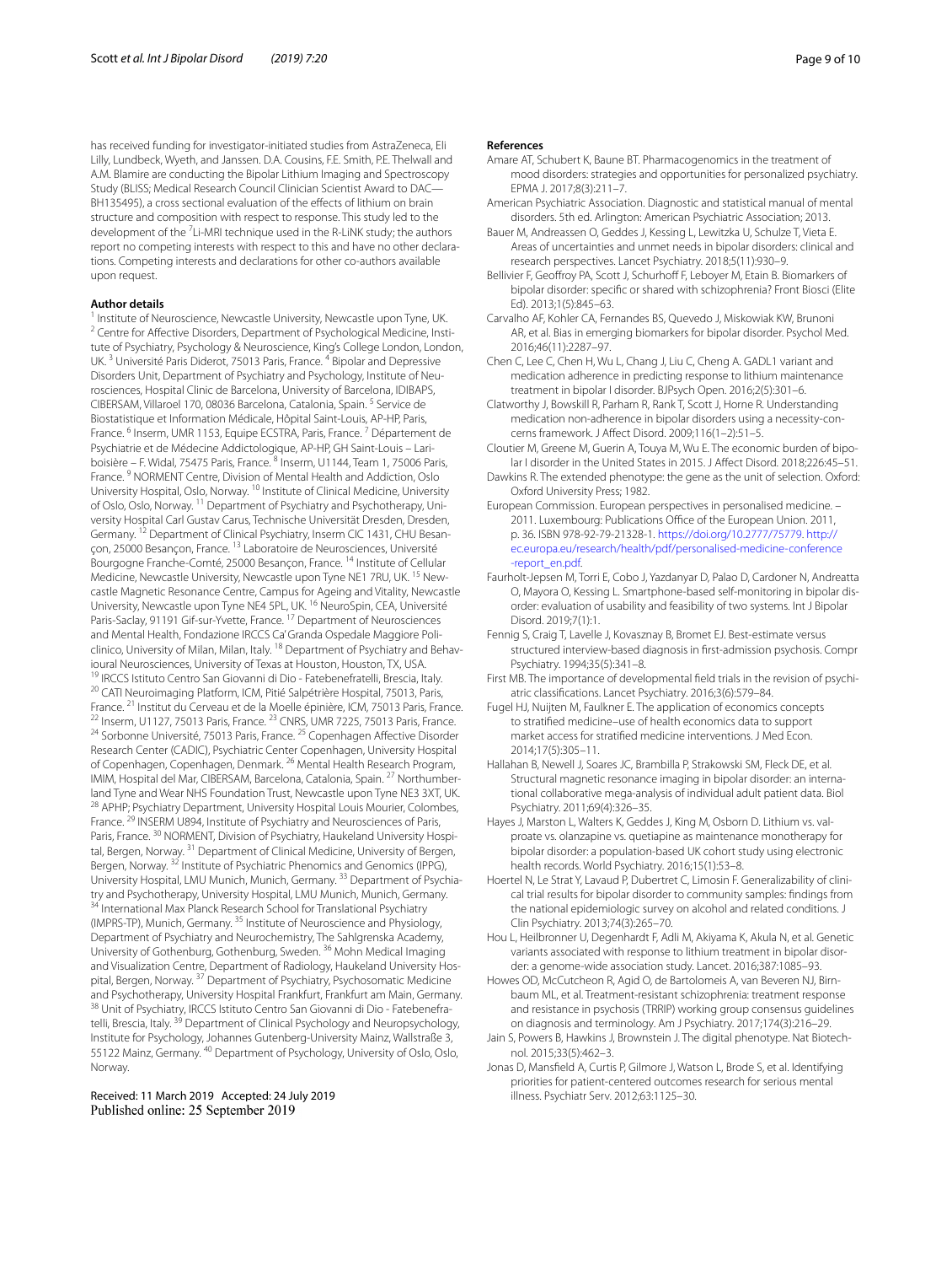has received funding for investigator-initiated studies from AstraZeneca, Eli Lilly, Lundbeck, Wyeth, and Janssen. D.A. Cousins, F.E. Smith, P.E. Thelwall and A.M. Blamire are conducting the Bipolar Lithium Imaging and Spectroscopy Study (BLISS; Medical Research Council Clinician Scientist Award to DAC—BH135495), a cross sectional evaluation of the effects of lithium on brain structure and composition with respect to response. This study led to the development of the $^{7}$Li-MRI technique used in the R-LiNK study; the authors report no competing interests with respect to this and have no other declarations. Competing interests and declarations for other co-authors available upon request.

#### Author details

[1] Institute of Neuroscience, Newcastle University, Newcastle upon Tyne, UK. [2] Centre for Affective Disorders, Department of Psychological Medicine, Institute of Psychiatry, Psychology & Neuroscience, King's College London, London, UK. [3] Université Paris Diderot, 75013 Paris, France. [4] Bipolar and Depressive Disorders Unit, Department of Psychiatry and Psychology, Institute of Neurosciences, Hospital Clinic de Barcelona, University of Barcelona, IDIBAPS, CIBERSAM, Villaroel 170, 08036 Barcelona, Catalonia, Spain. [5] Service de Biostatistique et Information Médicale, Hôpital Saint-Louis, AP-HP, Paris, France. [6] Inserm, UMR 1153, Equipe ECSTRA, Paris, France. [7] Département de Psychiatrie et de Médecine Addictologique, AP-HP, GH Saint-Louis – Lariboisière – F. Widal, 75475 Paris, France. [8] Inserm, U1144, Team 1, 75006 Paris, France. [9] NORMENT Centre, Division of Mental Health and Addiction, Oslo University Hospital, Oslo, Norway. [10] Institute of Clinical Medicine, University of Oslo, Oslo, Norway. [11] Department of Psychiatry and Psychotherapy, University Hospital Carl Gustav Carus, Technische Universität Dresden, Dresden, Germany. [12] Department of Clinical Psychiatry, Inserm CIC 1431, CHU Besançon, 25000 Besançon, France. [13] Laboratoire de Neurosciences, Université Bourgogne Franche-Comté, 25000 Besançon, France. [14] Institute of Cellular Medicine, Newcastle University, Newcastle upon Tyne NE1 7RU, UK. [15] Newcastle Magnetic Resonance Centre, Campus for Ageing and Vitality, Newcastle University, Newcastle upon Tyne NE4 5PL, UK. [16] NeuroSpin, CEA, Université Paris-Saclay, 91191 Gif-sur-Yvette, France. [17] Department of Neurosciences and Mental Health, Fondazione IRCCS Ca' Granda Ospedale Maggiore Policlinico, University of Milan, Milan, Italy. [18] Department of Psychiatry and Behavioural Neurosciences, University of Texas at Houston, Houston, TX, USA. [19] IRCCS Istituto Centro San Giovanni di Dio - Fatebenefratelli, Brescia, Italy. [20] CATI Neuroimaging Platform, ICM, Pitié Salpétrière Hospital, 75013, Paris, France. [21] Institut du Cerveau et de la Moelle épinière, ICM, 75013 Paris, France. [22] Inserm, U1127, 75013 Paris, France. [23] CNRS, UMR 7225, 75013 Paris, France. [24] Sorbonne Université, 75013 Paris, France. [25] Copenhagen Affective Disorder Research Center (CADIC), Psychiatric Center Copenhagen, University Hospital of Copenhagen, Copenhagen, Denmark. [26] Mental Health Research Program, IMIM, Hospital del Mar, CIBERSAM, Barcelona, Catalonia, Spain. [27] Northumberland Tyne and Wear NHS Foundation Trust, Newcastle upon Tyne NE3 3XT, UK. [28] APHP; Psychiatry Department, University Hospital Louis Mourier, Colombes, France. [29] INSERM U894, Institute of Psychiatry and Neurosciences of Paris, Paris, France. [30] NORMENT, Division of Psychiatry, Haukeland University Hospital, Bergen, Norway. [31] Department of Clinical Medicine, University of Bergen, Bergen, Norway. [32] Institute of Psychiatric Phenomics and Genomics (IPPG), University Hospital, LMU Munich, Munich, Germany. [33] Department of Psychiatry and Psychotherapy, University Hospital, LMU Munich, Munich, Germany. [34] International Max Planck Research School for Translational Psychiatry (IMPRS-TP), Munich, Germany. [35] Institute of Neuroscience and Physiology, Department of Psychiatry and Neurochemistry, The Sahlgrenska Academy, University of Gothenburg, Gothenburg, Sweden. [36] Mohn Medical Imaging and Visualization Centre, Department of Radiology, Haukeland University Hospital, Bergen, Norway. [37] Department of Psychiatry, Psychosomatic Medicine and Psychotherapy, University Hospital Frankfurt, Frankfurt am Main, Germany. [38] Unit of Psychiatry, IRCCS Istituto Centro San Giovanni di Dio - Fatebenefratelli, Brescia, Italy. [39] Department of Clinical Psychology and Neuropsychology, Institute for Psychology, Johannes Gutenberg-University Mainz, Wallstraße 3, 55122 Mainz, Germany. [40] Department of Psychology, University of Oslo, Oslo, Norway.

Received: 11 March 2019 Accepted: 24 July 2019
Published online: 25 September 2019

#### References

- Amare AT, Schubert K, Baune BT. Pharmacogenomics in the treatment of mood disorders: strategies and opportunities for personalized psychiatry. EPMA J. 2017;8(3):211–7.
- American Psychiatric Association. Diagnostic and statistical manual of mental disorders. 5th ed. Arlington: American Psychiatric Association; 2013.
- Bauer M, Andreassen O, Geddes J, Kessing L, Lewitzka U, Schulze T, Vieta E. Areas of uncertainties and unmet needs in bipolar disorders: clinical and research perspectives. Lancet Psychiatry. 2018;5(11):930–9.
- Bellivier F, Geoffroy PA, Scott J, Schurhoff F, Leboyer M, Etain B. Biomarkers of bipolar disorder: specific or shared with schizophrenia? Front Biosci (Elite Ed). 2013;1(5):845–63.
- Carvalho AF, Kohler CA, Fernandes BS, Quevedo J, Miskowiak KW, Brunoni AR, et al. Bias in emerging biomarkers for bipolar disorder. Psychol Med. 2016;46(11):2287–97.
- Chen C, Lee C, Chen H, Wu L, Chang J, Liu C, Cheng A. GADL1 variant and medication adherence in predicting response to lithium maintenance treatment in bipolar I disorder. BJPsych Open. 2016;2(5):301–6.
- Clatworthy J, Bowskill R, Parham R, Rank T, Scott J, Horne R. Understanding medication non-adherence in bipolar disorders using a necessity-concerns framework. J Affect Disord. 2009;116(1–2):51–5.
- Cloutier M, Greene M, Guerin A, Touya M, Wu E. The economic burden of bipolar I disorder in the United States in 2015. J Affect Disord. 2018;226:45–51.
- Dawkins R. The extended phenotype: the gene as the unit of selection. Oxford: Oxford University Press; 1982.
- European Commission. European perspectives in personalised medicine. – 2011. Luxembourg: Publications Office of the European Union. 2011, p. 36. ISBN 978-92-79-21328-1. https://doi.org/10.2777/75779. http://ec.europa.eu/research/health/pdf/personalised-medicine-conference-report_en.pdf.
- Faurholt-Jepsen M, Torri E, Cobo J, Yazdanyar D, Palao D, Cardoner N, Andreatta O, Mayora O, Kessing L. Smartphone-based self-monitoring in bipolar disorder: evaluation of usability and feasibility of two systems. Int J Bipolar Disord. 2019;7(1):1.
- Fennig S, Craig T, Lavelle J, Kovasznay B, Bromet EJ. Best-estimate versus structured interview-based diagnosis in first-admission psychosis. Compr Psychiatry. 1994;35(5):341–8.
- First MB. The importance of developmental field trials in the revision of psychiatric classifications. Lancet Psychiatry. 2016;3(6):579–84.
- Fugel HJ, Nuijten M, Faulkner E. The application of economics concepts to stratified medicine–use of health economics data to support market access for stratified medicine interventions. J Med Econ. 2014;17(5):305–11.
- Hallahan B, Newell J, Soares JC, Brambilla P, Strakowski SM, Fleck DE, et al. Structural magnetic resonance imaging in bipolar disorder: an international collaborative mega-analysis of individual adult patient data. Biol Psychiatry. 2011;69(4):326–35.
- Hayes J, Marston L, Walters K, Geddes J, King M, Osborn D. Lithium vs. valproate vs. olanzapine vs. quetiapine as maintenance monotherapy for bipolar disorder: a population-based UK cohort study using electronic health records. World Psychiatry. 2016;15(1):53–8.
- Hoertel N, Le Strat Y, Lavaud P, Dubertret C, Limosin F. Generalizability of clinical trial results for bipolar disorder to community samples: findings from the national epidemiologic survey on alcohol and related conditions. J Clin Psychiatry. 2013;74(3):265–70.
- Hou L, Heilbronner U, Degenhardt F, Adli M, Akiyama K, Akula N, et al. Genetic variants associated with response to lithium treatment in bipolar disorder: a genome-wide association study. Lancet. 2016;387:1085–93.
- Howes OD, McCutcheon R, Agid O, de Bartolomeis A, van Beveren NJ, Birnbaum ML, et al. Treatment-resistant schizophrenia: treatment response and resistance in psychosis (TRRIP) working group consensus guidelines on diagnosis and terminology. Am J Psychiatry. 2017;174(3):216–29.
- Jain S, Powers B, Hawkins J, Brownstein J. The digital phenotype. Nat Biotechnol. 2015;33(5):462–3.
- Jonas D, Mansfield A, Curtis P, Gilmore J, Watson L, Brode S, et al. Identifying priorities for patient-centered outcomes research for serious mental illness. Psychiatr Serv. 2012;63:1125–30.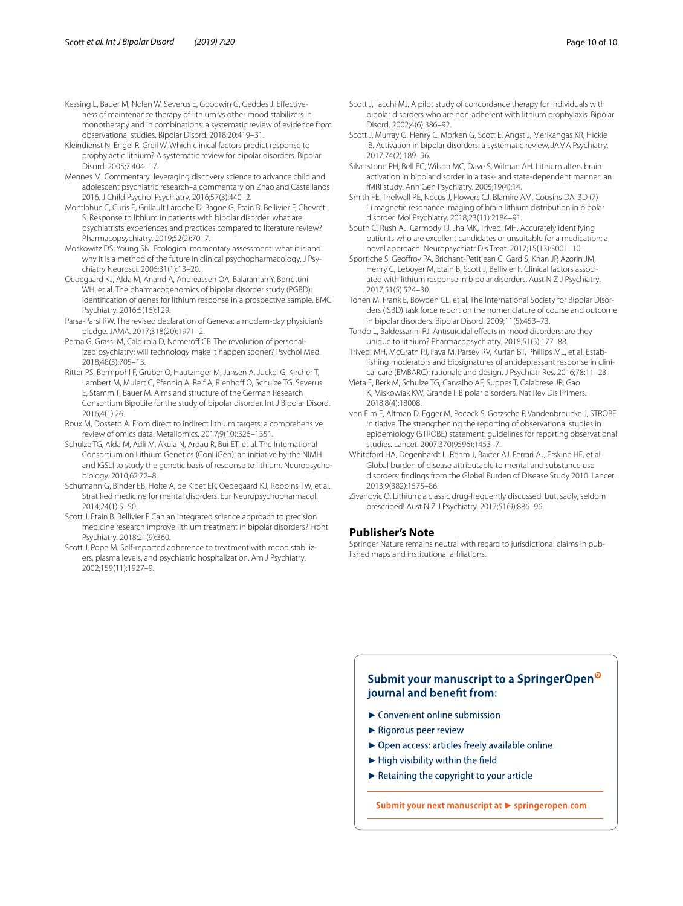Kessing L, Bauer M, Nolen W, Severus E, Goodwin G, Geddes J. Effectiveness of maintenance therapy of lithium vs other mood stabilizers in monotherapy and in combinations: a systematic review of evidence from observational studies. Bipolar Disord. 2018;20:419–31.

Kleindienst N, Engel R, Greil W. Which clinical factors predict response to prophylactic lithium? A systematic review for bipolar disorders. Bipolar Disord. 2005;7:404–17.

Mennes M. Commentary: leveraging discovery science to advance child and adolescent psychiatric research–a commentary on Zhao and Castellanos 2016. J Child Psychol Psychiatry. 2016;57(3):440–2.

Montlahuc C, Curis E, Grillault Laroche D, Bagoe G, Etain B, Bellivier F, Chevret S. Response to lithium in patients with bipolar disorder: what are psychiatrists' experiences and practices compared to literature review? Pharmacopsychiatry. 2019;52(2):70–7.

Moskowitz DS, Young SN. Ecological momentary assessment: what it is and why it is a method of the future in clinical psychopharmacology. J Psychiatry Neurosci. 2006;31(1):13–20.

Oedegaard KJ, Alda M, Anand A, Andreassen OA, Balaraman Y, Berrettini WH, et al. The pharmacogenomics of bipolar disorder study (PGBD): identification of genes for lithium response in a prospective sample. BMC Psychiatry. 2016;5(16):129.

Parsa-Parsi RW. The revised declaration of Geneva: a modern-day physician's pledge. JAMA. 2017;318(20):1971–2.

Perna G, Grassi M, Caldirola D, Nemeroff CB. The revolution of personalized psychiatry: will technology make it happen sooner? Psychol Med. 2018;48(5):705–13.

Ritter PS, Bermpohl F, Gruber O, Hautzinger M, Jansen A, Juckel G, Kircher T, Lambert M, Mulert C, Pfennig A, Reif A, Rienhoff O, Schulze TG, Severus E, Stamm T, Bauer M. Aims and structure of the German Research Consortium BipoLife for the study of bipolar disorder. Int J Bipolar Disord. 2016;4(1):26.

Roux M, Dosseto A. From direct to indirect lithium targets: a comprehensive review of omics data. Metallomics. 2017;9(10):326–1351.

Schulze TG, Alda M, Adli M, Akula N, Ardau R, Bui ET, et al. The International Consortium on Lithium Genetics (ConLiGen): an initiative by the NIMH and IGSLI to study the genetic basis of response to lithium. Neuropsychobiology. 2010;62:72–8.

Schumann G, Binder EB, Holte A, de Kloet ER, Oedegaard KJ, Robbins TW, et al. Stratified medicine for mental disorders. Eur Neuropsychopharmacol. 2014;24(1):5–50.

Scott J, Etain B. Bellivier F Can an integrated science approach to precision medicine research improve lithium treatment in bipolar disorders? Front Psychiatry. 2018;21(9):360.

Scott J, Pope M. Self-reported adherence to treatment with mood stabilizers, plasma levels, and psychiatric hospitalization. Am J Psychiatry. 2002;159(11):1927–9.

Scott J, Tacchi MJ. A pilot study of concordance therapy for individuals with bipolar disorders who are non-adherent with lithium prophylaxis. Bipolar Disord. 2002;4(6):386–92.

Scott J, Murray G, Henry C, Morken G, Scott E, Angst J, Merikangas KR, Hickie IB. Activation in bipolar disorders: a systematic review. JAMA Psychiatry. 2017;74(2):189–96.

Silverstone PH, Bell EC, Wilson MC, Dave S, Wilman AH. Lithium alters brain activation in bipolar disorder in a task- and state-dependent manner: an fMRI study. Ann Gen Psychiatry. 2005;19(4):14.

Smith FE, Thelwall PE, Necus J, Flowers CJ, Blamire AM, Cousins DA. 3D (7) Li magnetic resonance imaging of brain lithium distribution in bipolar disorder. Mol Psychiatry. 2018;23(11):2184–91.

South C, Rush AJ, Carmody TJ, Jha MK, Trivedi MH. Accurately identifying patients who are excellent candidates or unsuitable for a medication: a novel approach. Neuropsychiatr Dis Treat. 2017;15(13):3001–10.

Sportiche S, Geoffroy PA, Brichant-Petitjean C, Gard S, Khan JP, Azorin JM, Henry C, Leboyer M, Etain B, Scott J, Bellivier F. Clinical factors associated with lithium response in bipolar disorders. Aust N Z J Psychiatry. 2017;51(5):524–30.

Tohen M, Frank E, Bowden CL, et al. The International Society for Bipolar Disorders (ISBD) task force report on the nomenclature of course and outcome in bipolar disorders. Bipolar Disord. 2009;11(5):453–73.

Tondo L, Baldessarini RJ. Antisuicidal effects in mood disorders: are they unique to lithium? Pharmacopsychiatry. 2018;51(5):177–88.

Trivedi MH, McGrath PJ, Fava M, Parsey RV, Kurian BT, Phillips ML, et al. Establishing moderators and biosignatures of antidepressant response in clinical care (EMBARC): rationale and design. J Psychiatr Res. 2016;78:11–23.

Vieta E, Berk M, Schulze TG, Carvalho AF, Suppes T, Calabrese JR, Gao K, Miskowiak KW, Grande I. Bipolar disorders. Nat Rev Dis Primers. 2018;8(4):18008.

von Elm E, Altman D, Egger M, Pocock S, Gotzsche P, Vandenbroucke J, STROBE Initiative. The strengthening the reporting of observational studies in epidemiology (STROBE) statement: guidelines for reporting observational studies. Lancet. 2007;370(9596):1453–7.

Whiteford HA, Degenhardt L, Rehm J, Baxter AJ, Ferrari AJ, Erskine HE, et al. Global burden of disease attributable to mental and substance use disorders: findings from the Global Burden of Disease Study 2010. Lancet. 2013;9(382):1575–86.

Zivanovic O. Lithium: a classic drug-frequently discussed, but, sadly, seldom prescribed! Aust N Z J Psychiatry. 2017;51(9):886–96.

## Publisher's Note

Springer Nature remains neutral with regard to jurisdictional claims in published maps and institutional affiliations.

**Submit your manuscript to a SpringerOpen journal and benefit from:**

- Convenient online submission
- Rigorous peer review
- Open access: articles freely available online
- High visibility within the field
- Retaining the copyright to your article

**Submit your next manuscript at ▶ springeropen.com**